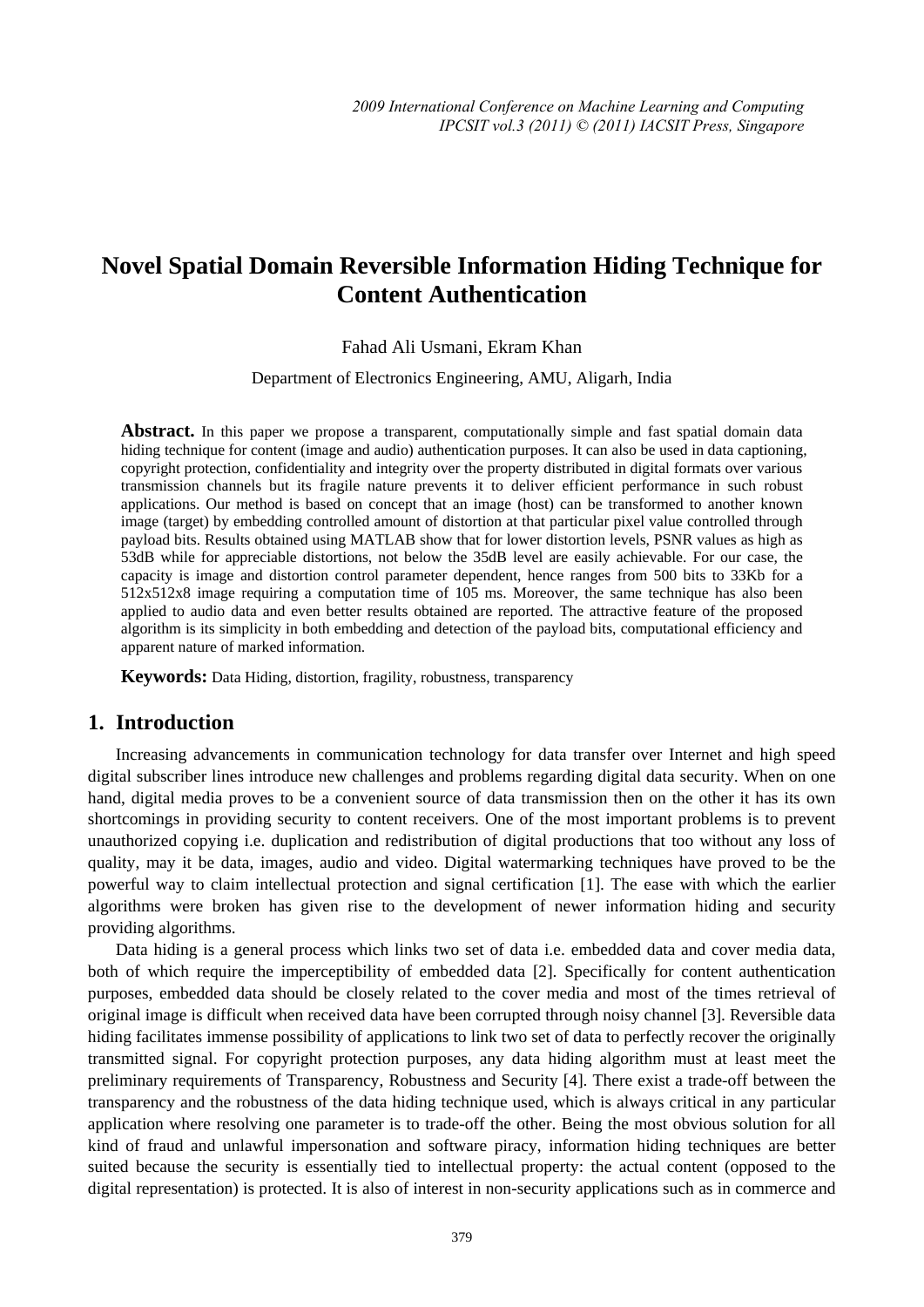# Novel Spatial Domain Reversible Information Hiding Technique for Content Authentication

Fahad Ali Usmani, Ekram Khan

Department of Electronics Engineering, AMU, Aligarh, India

**Abstract.** In this paper we propose a transparent, computationally simple and fast spatial domain data hiding technique for content (image and audio) authentication purposes. It can also be used in data captioning, copyright protection, confidentiality and integrity over the property distributed in digital formats over various transmission channels but its fragile nature prevents it to deliver efficient performance in such robust applications. Our method is based on concept that an image (host) can be transformed to another known image (target) by embedding controlled amount of distortion at that particular pixel value controlled through payload bits. Results obtained using MATLAB show that for lower distortion levels, PSNR values as high as 53dB while for appreciable distortions, not below the 35dB level are easily achievable. For our case, the capacity is image and distortion control parameter dependent, hence ranges from 500 bits to 33Kb for a 512x512x8 image requiring a computation time of 105 ms. Moreover, the same technique has also been applied to audio data and even better results obtained are reported. The attractive feature of the proposed algorithm is its simplicity in both embedding and detection of the payload bits, computational efficiency and apparent nature of marked information.

**Keywords:** Data Hiding, distortion, fragility, robustness, transparency

## 1. Introduction

Increasing advancements in communication technology for data transfer over Internet and high speed digital subscriber lines introduce new challenges and problems regarding digital data security. When on one hand, digital media proves to be a convenient source of data transmission then on the other it has its own shortcomings in providing security to content receivers. One of the most important problems is to prevent unauthorized copying i.e. duplication and redistribution of digital productions that too without any loss of quality, may it be data, images, audio and video. Digital watermarking techniques have proved to be the powerful way to claim intellectual protection and signal certification [1]. The ease with which the earlier algorithms were broken has given rise to the development of newer information hiding and security providing algorithms.

Data hiding is a general process which links two set of data i.e. embedded data and cover media data, both of which require the imperceptibility of embedded data [2]. Specifically for content authentication purposes, embedded data should be closely related to the cover media and most of the times retrieval of original image is difficult when received data have been corrupted through noisy channel [3]. Reversible data hiding facilitates immense possibility of applications to link two set of data to perfectly recover the originally transmitted signal. For copyright protection purposes, any data hiding algorithm must at least meet the preliminary requirements of Transparency, Robustness and Security [4]. There exist a trade-off between the transparency and the robustness of the data hiding technique used, which is always critical in any particular application where resolving one parameter is to trade-off the other. Being the most obvious solution for all kind of fraud and unlawful impersonation and software piracy, information hiding techniques are better suited because the security is essentially tied to intellectual property: the actual content (opposed to the digital representation) is protected. It is also of interest in non-security applications such as in commerce and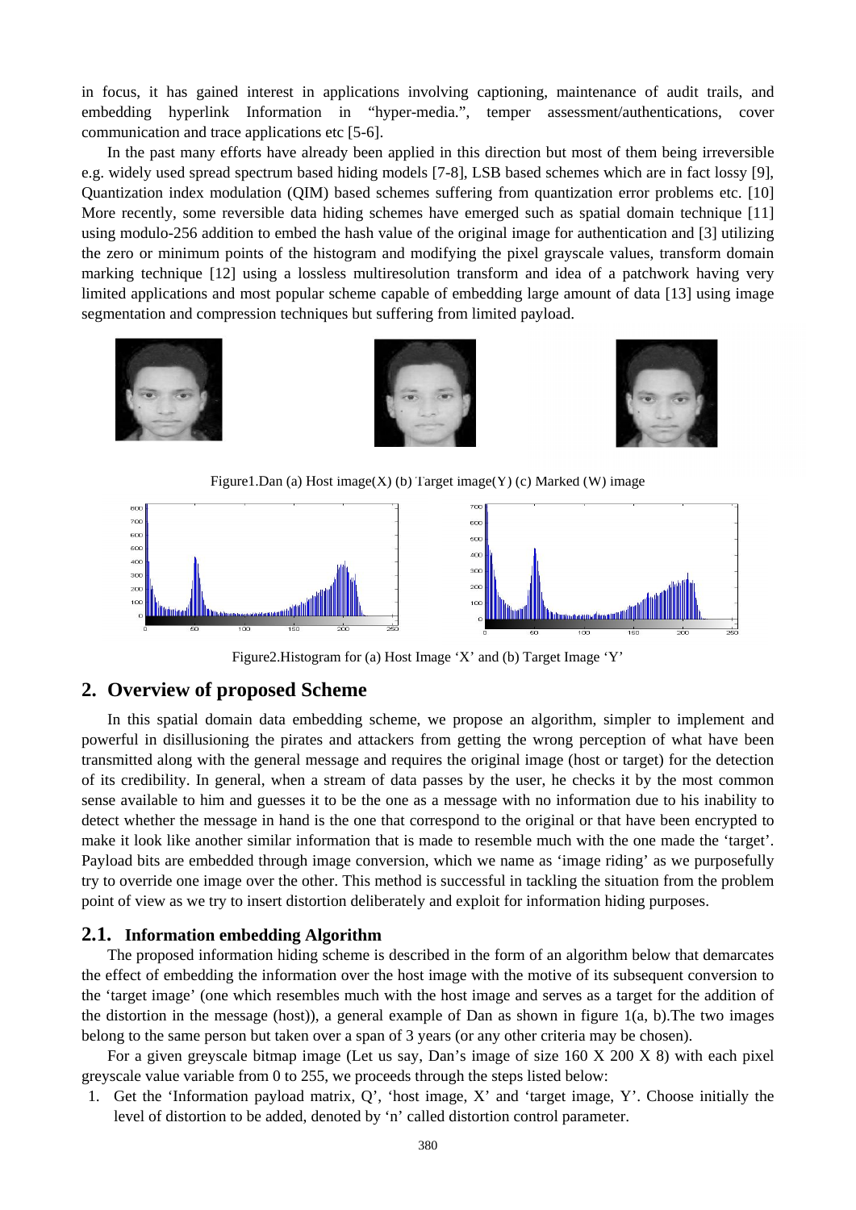in focus, it has gained interest in applications involving captioning, maintenance of audit trails, and embedding hyperlink Information in "hyper-media.", temper assessment/authentications, cover communication and trace applications etc [5-6].

In the past many efforts have already been applied in this direction but most of them being irreversible e.g. widely used spread spectrum based hiding models [7-8], LSB based schemes which are in fact lossy [9], Quantization index modulation (QIM) based schemes suffering from quantization error problems etc. [10] More recently, some reversible data hiding schemes have emerged such as spatial domain technique [11] using modulo-256 addition to embed the hash value of the original image for authentication and [3] utilizing the zero or minimum points of the histogram and modifying the pixel grayscale values, transform domain marking technique [12] using a lossless multiresolution transform and idea of a patchwork having very limited applications and most popular scheme capable of embedding large amount of data [13] using image segmentation and compression techniques but suffering from limited payload.

Figure1.Dan (a) Host image(X) (b) Target image(Y) (c) Marked (W) image

Figure2.Histogram for (a) Host Image 'X' and (b) Target Image 'Y'

## 2. Overview of proposed Scheme

In this spatial domain data embedding scheme, we propose an algorithm, simpler to implement and powerful in disillusioning the pirates and attackers from getting the wrong perception of what have been transmitted along with the general message and requires the original image (host or target) for the detection of its credibility. In general, when a stream of data passes by the user, he checks it by the most common sense available to him and guesses it to be the one as a message with no information due to his inability to detect whether the message in hand is the one that correspond to the original or that have been encrypted to make it look like another similar information that is made to resemble much with the one made the 'target'. Payload bits are embedded through image conversion, which we name as 'image riding' as we purposefully try to override one image over the other. This method is successful in tackling the situation from the problem point of view as we try to insert distortion deliberately and exploit for information hiding purposes.

### 2.1. Information embedding Algorithm

The proposed information hiding scheme is described in the form of an algorithm below that demarcates the effect of embedding the information over the host image with the motive of its subsequent conversion to the 'target image' (one which resembles much with the host image and serves as a target for the addition of the distortion in the message (host)), a general example of Dan as shown in figure 1(a, b).The two images belong to the same person but taken over a span of 3 years (or any other criteria may be chosen).

For a given greyscale bitmap image (Let us say, Dan's image of size 160 X 200 X 8) with each pixel greyscale value variable from 0 to 255, we proceeds through the steps listed below:

1. Get the 'Information payload matrix, Q', 'host image, X' and 'target image, Y'. Choose initially the level of distortion to be added, denoted by 'n' called distortion control parameter.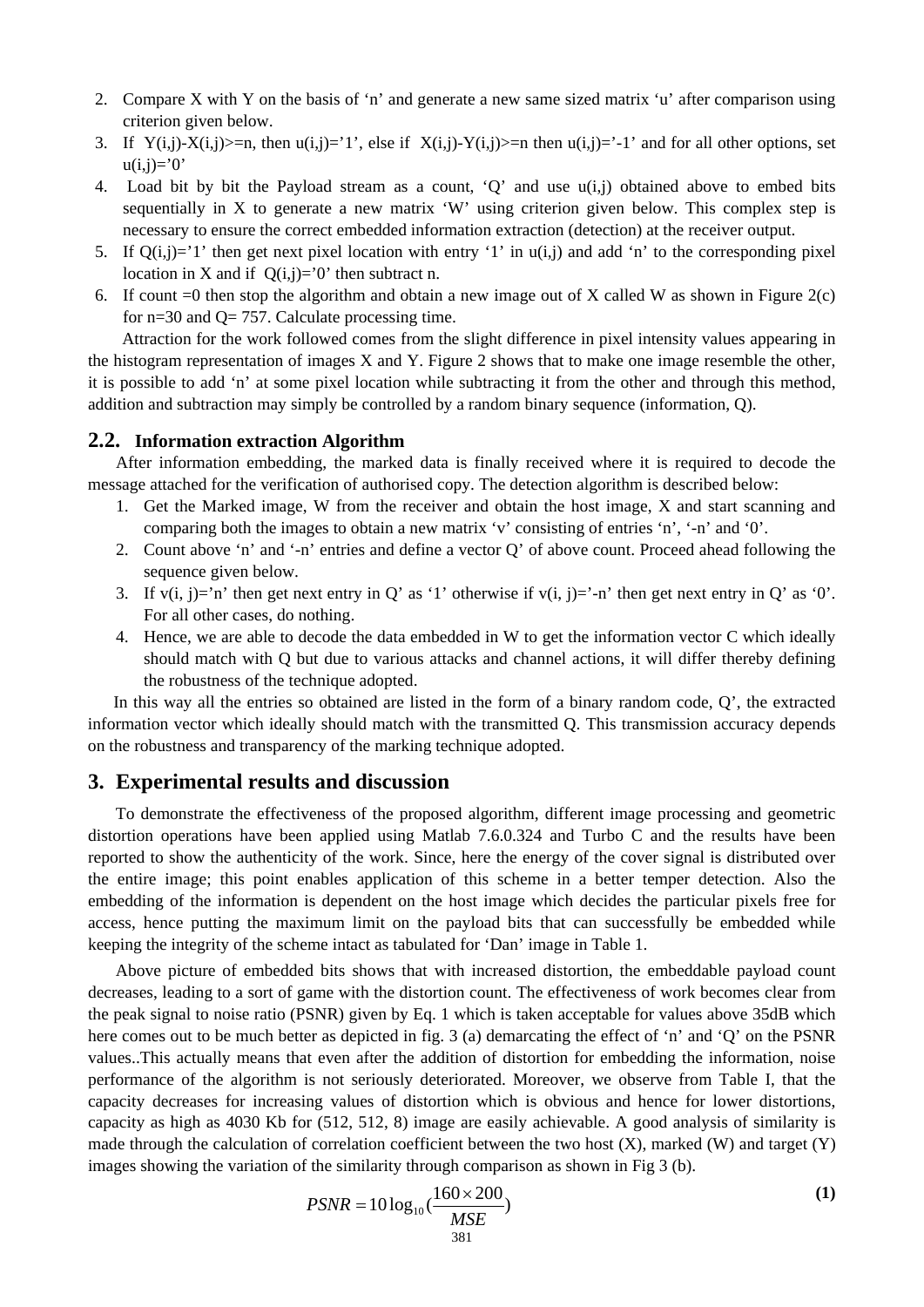2. Compare X with Y on the basis of ‘n’ and generate a new same sized matrix ‘u’ after comparison using criterion given below.
3. If Y(i,j)-X(i,j)>=n, then u(i,j)=’1’, else if X(i,j)-Y(i,j)>=n then u(i,j)=’-1’ and for all other options, set u(i,j)=’0’
4. Load bit by bit the Payload stream as a count, ‘Q’ and use u(i,j) obtained above to embed bits sequentially in X to generate a new matrix ‘W’ using criterion given below. This complex step is necessary to ensure the correct embedded information extraction (detection) at the receiver output.
5. If Q(i,j)=’1’ then get next pixel location with entry ‘1’ in u(i,j) and add ‘n’ to the corresponding pixel location in X and if Q(i,j)=’0’ then subtract n.
6. If count =0 then stop the algorithm and obtain a new image out of X called W as shown in Figure 2(c) for n=30 and Q= 757. Calculate processing time.

Attraction for the work followed comes from the slight difference in pixel intensity values appearing in the histogram representation of images X and Y. Figure 2 shows that to make one image resemble the other, it is possible to add ‘n’ at some pixel location while subtracting it from the other and through this method, addition and subtraction may simply be controlled by a random binary sequence (information, Q).

## 2.2. Information extraction Algorithm

After information embedding, the marked data is finally received where it is required to decode the message attached for the verification of authorised copy. The detection algorithm is described below:

1. Get the Marked image, W from the receiver and obtain the host image, X and start scanning and comparing both the images to obtain a new matrix ‘v’ consisting of entries ‘n’, ‘-n’ and ‘0’.
2. Count above ‘n’ and ‘-n’ entries and define a vector Q’ of above count. Proceed ahead following the sequence given below.
3. If v(i, j)=’n’ then get next entry in Q’ as ‘1’ otherwise if v(i, j)=’-n’ then get next entry in Q’ as ‘0’. For all other cases, do nothing.
4. Hence, we are able to decode the data embedded in W to get the information vector C which ideally should match with Q but due to various attacks and channel actions, it will differ thereby defining the robustness of the technique adopted.

In this way all the entries so obtained are listed in the form of a binary random code, Q’, the extracted information vector which ideally should match with the transmitted Q. This transmission accuracy depends on the robustness and transparency of the marking technique adopted.

# 3. Experimental results and discussion

To demonstrate the effectiveness of the proposed algorithm, different image processing and geometric distortion operations have been applied using Matlab 7.6.0.324 and Turbo C and the results have been reported to show the authenticity of the work. Since, here the energy of the cover signal is distributed over the entire image; this point enables application of this scheme in a better temper detection. Also the embedding of the information is dependent on the host image which decides the particular pixels free for access, hence putting the maximum limit on the payload bits that can successfully be embedded while keeping the integrity of the scheme intact as tabulated for ‘Dan’ image in Table 1.

Above picture of embedded bits shows that with increased distortion, the embeddable payload count decreases, leading to a sort of game with the distortion count. The effectiveness of work becomes clear from the peak signal to noise ratio (PSNR) given by Eq. 1 which is taken acceptable for values above 35dB which here comes out to be much better as depicted in fig. 3 (a) demarcating the effect of ‘n’ and ‘Q’ on the PSNR values..This actually means that even after the addition of distortion for embedding the information, noise performance of the algorithm is not seriously deteriorated. Moreover, we observe from Table I, that the capacity decreases for increasing values of distortion which is obvious and hence for lower distortions, capacity as high as 4030 Kb for (512, 512, 8) image are easily achievable. A good analysis of similarity is made through the calculation of correlation coefficient between the two host (X), marked (W) and target (Y) images showing the variation of the similarity through comparison as shown in Fig 3 (b).

$$PSNR = 10\log_{10}\left(\frac{160 \times 200}{MSE}\right) \tag{1}$$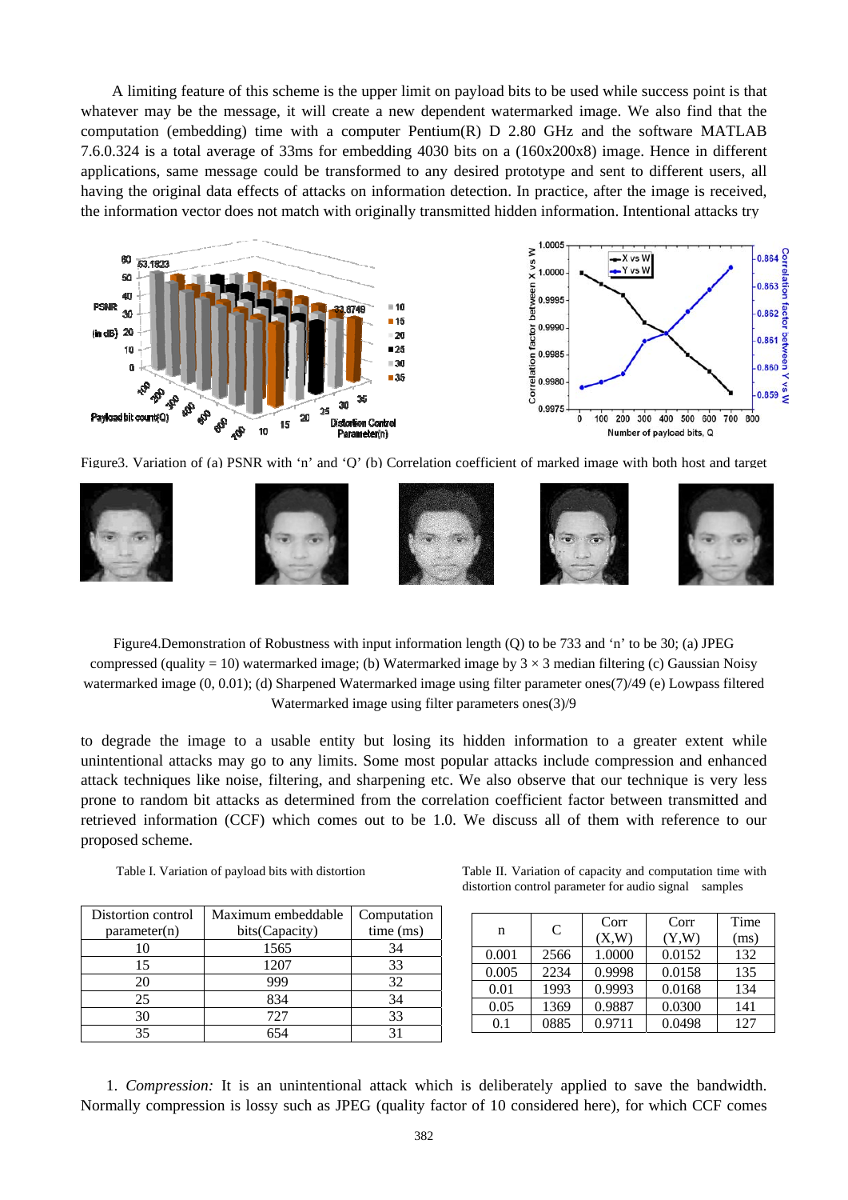A limiting feature of this scheme is the upper limit on payload bits to be used while success point is that whatever may be the message, it will create a new dependent watermarked image. We also find that the computation (embedding) time with a computer Pentium(R) D 2.80 GHz and the software MATLAB 7.6.0.324 is a total average of 33ms for embedding 4030 bits on a (160x200x8) image. Hence in different applications, same message could be transformed to any desired prototype and sent to different users, all having the original data effects of attacks on information detection. In practice, after the image is received, the information vector does not match with originally transmitted hidden information. Intentional attacks try

Figure3. Variation of (a) PSNR with 'n' and 'Q' (b) Correlation coefficient of marked image with both host and target

Figure4.Demonstration of Robustness with input information length (Q) to be 733 and 'n' to be 30; (a) JPEG compressed (quality = 10) watermarked image; (b) Watermarked image by 3 × 3 median filtering (c) Gaussian Noisy watermarked image (0, 0.01); (d) Sharpened Watermarked image using filter parameter ones(7)/49 (e) Lowpass filtered Watermarked image using filter parameters ones(3)/9

to degrade the image to a usable entity but losing its hidden information to a greater extent while unintentional attacks may go to any limits. Some most popular attacks include compression and enhanced attack techniques like noise, filtering, and sharpening etc. We also observe that our technique is very less prone to random bit attacks as determined from the correlation coefficient factor between transmitted and retrieved information (CCF) which comes out to be 1.0. We discuss all of them with reference to our proposed scheme.

Table I. Variation of payload bits with distortion

| Distortion control parameter(n) | Maximum embeddable bits(Capacity) | Computation time (ms) |
|---|---|---|
| 10 | 1565 | 34 |
| 15 | 1207 | 33 |
| 20 | 999 | 32 |
| 25 | 834 | 34 |
| 30 | 727 | 33 |
| 35 | 654 | 31 |

Table II. Variation of capacity and computation time with distortion control parameter for audio signal samples

| n | C | Corr (X,W) | Corr (Y,W) | Time (ms) |
|---|---|---|---|---|
| 0.001 | 2566 | 1.0000 | 0.0152 | 132 |
| 0.005 | 2234 | 0.9998 | 0.0158 | 135 |
| 0.01 | 1993 | 0.9993 | 0.0168 | 134 |
| 0.05 | 1369 | 0.9887 | 0.0300 | 141 |
| 0.1 | 0885 | 0.9711 | 0.0498 | 127 |

1. *Compression:* It is an unintentional attack which is deliberately applied to save the bandwidth. Normally compression is lossy such as JPEG (quality factor of 10 considered here), for which CCF comes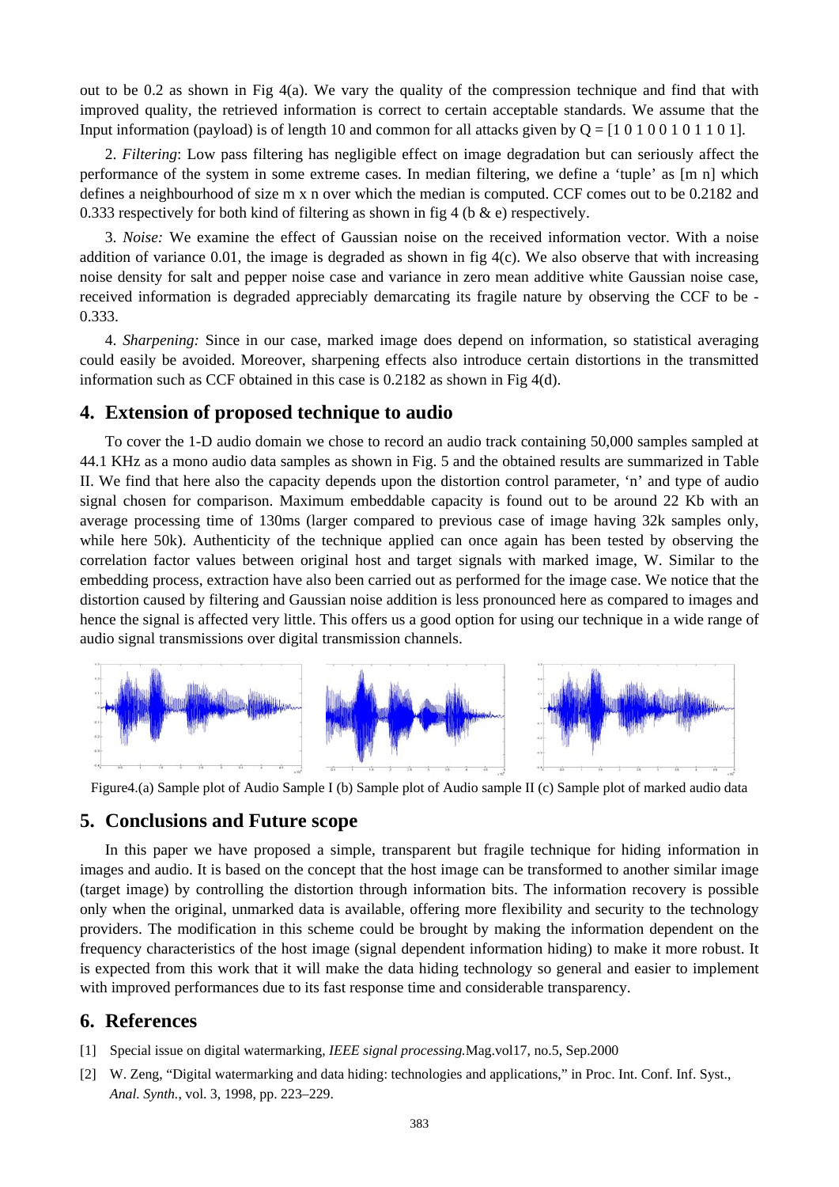out to be 0.2 as shown in Fig 4(a). We vary the quality of the compression technique and find that with improved quality, the retrieved information is correct to certain acceptable standards. We assume that the Input information (payload) is of length 10 and common for all attacks given by Q = [1 0 1 0 0 1 0 1 1 0 1].

2. *Filtering*: Low pass filtering has negligible effect on image degradation but can seriously affect the performance of the system in some extreme cases. In median filtering, we define a 'tuple' as [m n] which defines a neighbourhood of size m x n over which the median is computed. CCF comes out to be 0.2182 and 0.333 respectively for both kind of filtering as shown in fig 4 (b & e) respectively.

3. *Noise:* We examine the effect of Gaussian noise on the received information vector. With a noise addition of variance 0.01, the image is degraded as shown in fig 4(c). We also observe that with increasing noise density for salt and pepper noise case and variance in zero mean additive white Gaussian noise case, received information is degraded appreciably demarcating its fragile nature by observing the CCF to be -0.333.

4. *Sharpening:* Since in our case, marked image does depend on information, so statistical averaging could easily be avoided. Moreover, sharpening effects also introduce certain distortions in the transmitted information such as CCF obtained in this case is 0.2182 as shown in Fig 4(d).

## 4. Extension of proposed technique to audio

To cover the 1-D audio domain we chose to record an audio track containing 50,000 samples sampled at 44.1 KHz as a mono audio data samples as shown in Fig. 5 and the obtained results are summarized in Table II. We find that here also the capacity depends upon the distortion control parameter, 'n' and type of audio signal chosen for comparison. Maximum embeddable capacity is found out to be around 22 Kb with an average processing time of 130ms (larger compared to previous case of image having 32k samples only, while here 50k). Authenticity of the technique applied can once again has been tested by observing the correlation factor values between original host and target signals with marked image, W. Similar to the embedding process, extraction have also been carried out as performed for the image case. We notice that the distortion caused by filtering and Gaussian noise addition is less pronounced here as compared to images and hence the signal is affected very little. This offers us a good option for using our technique in a wide range of audio signal transmissions over digital transmission channels.

Figure4.(a) Sample plot of Audio Sample I (b) Sample plot of Audio sample II (c) Sample plot of marked audio data

## 5. Conclusions and Future scope

In this paper we have proposed a simple, transparent but fragile technique for hiding information in images and audio. It is based on the concept that the host image can be transformed to another similar image (target image) by controlling the distortion through information bits. The information recovery is possible only when the original, unmarked data is available, offering more flexibility and security to the technology providers. The modification in this scheme could be brought by making the information dependent on the frequency characteristics of the host image (signal dependent information hiding) to make it more robust. It is expected from this work that it will make the data hiding technology so general and easier to implement with improved performances due to its fast response time and considerable transparency.

## 6. References

[1] Special issue on digital watermarking, *IEEE signal processing.*Mag.vol17, no.5, Sep.2000

[2] W. Zeng, "Digital watermarking and data hiding: technologies and applications," in Proc. Int. Conf. Inf. Syst., *Anal. Synth.*, vol. 3, 1998, pp. 223–229.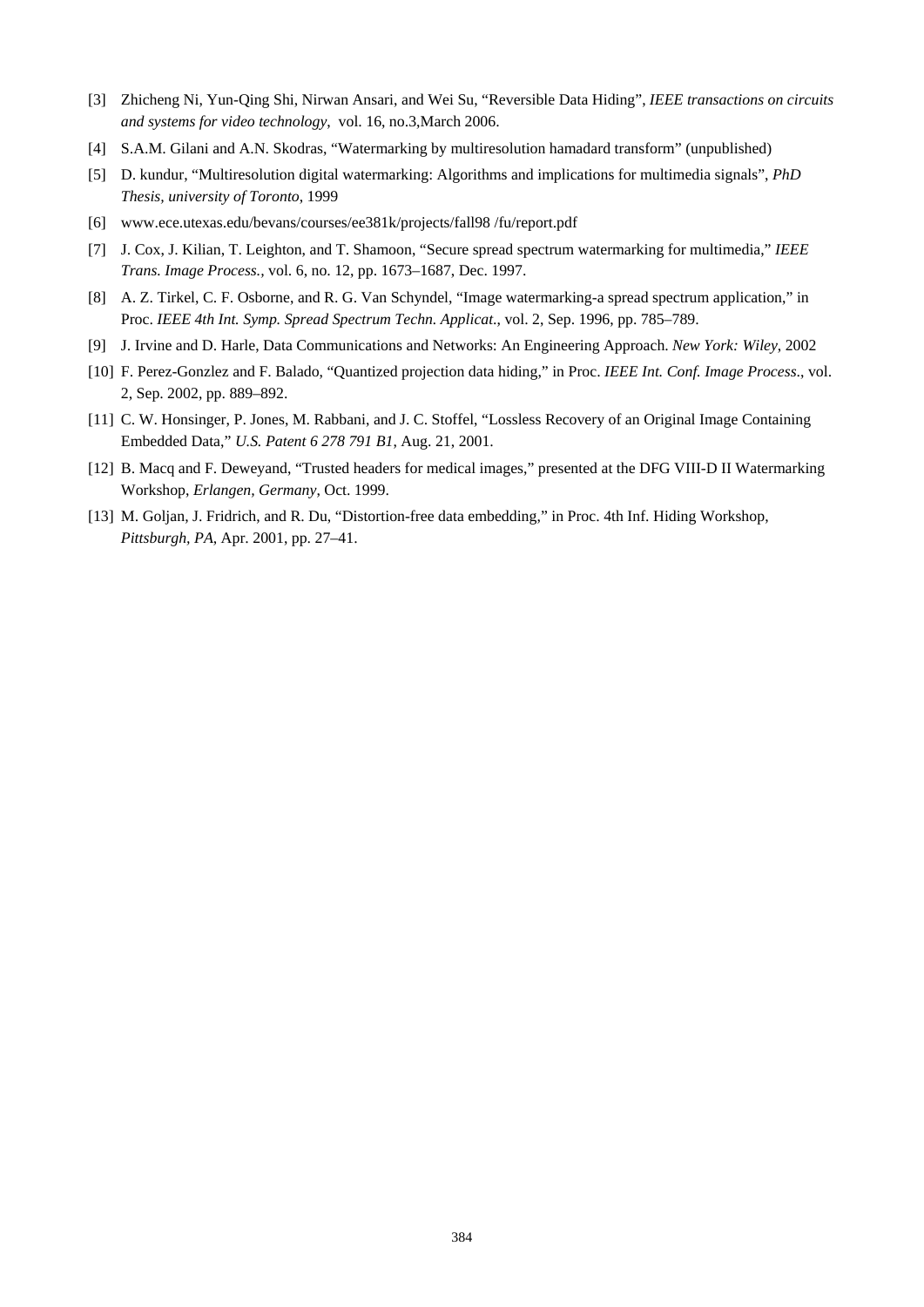[3] Zhicheng Ni, Yun-Qing Shi, Nirwan Ansari, and Wei Su, "Reversible Data Hiding", *IEEE transactions on circuits and systems for video technology*, vol. 16, no.3,March 2006.

[4] S.A.M. Gilani and A.N. Skodras, "Watermarking by multiresolution hamadard transform" (unpublished)

[5] D. kundur, "Multiresolution digital watermarking: Algorithms and implications for multimedia signals", *PhD Thesis, university of Toronto*, 1999

[6] www.ece.utexas.edu/bevans/courses/ee381k/projects/fall98 /fu/report.pdf

[7] J. Cox, J. Kilian, T. Leighton, and T. Shamoon, "Secure spread spectrum watermarking for multimedia," *IEEE Trans. Image Process.*, vol. 6, no. 12, pp. 1673–1687, Dec. 1997.

[8] A. Z. Tirkel, C. F. Osborne, and R. G. Van Schyndel, "Image watermarking-a spread spectrum application," in Proc. *IEEE 4th Int. Symp. Spread Spectrum Techn. Applicat.*, vol. 2, Sep. 1996, pp. 785–789.

[9] J. Irvine and D. Harle, Data Communications and Networks: An Engineering Approach. *New York: Wiley*, 2002

[10] F. Perez-Gonzlez and F. Balado, "Quantized projection data hiding," in Proc. *IEEE Int. Conf. Image Process*., vol. 2, Sep. 2002, pp. 889–892.

[11] C. W. Honsinger, P. Jones, M. Rabbani, and J. C. Stoffel, "Lossless Recovery of an Original Image Containing Embedded Data," *U.S. Patent 6 278 791 B1*, Aug. 21, 2001.

[12] B. Macq and F. Deweyand, "Trusted headers for medical images," presented at the DFG VIII-D II Watermarking Workshop, *Erlangen, Germany*, Oct. 1999.

[13] M. Goljan, J. Fridrich, and R. Du, "Distortion-free data embedding," in Proc. 4th Inf. Hiding Workshop, *Pittsburgh, PA*, Apr. 2001, pp. 27–41.